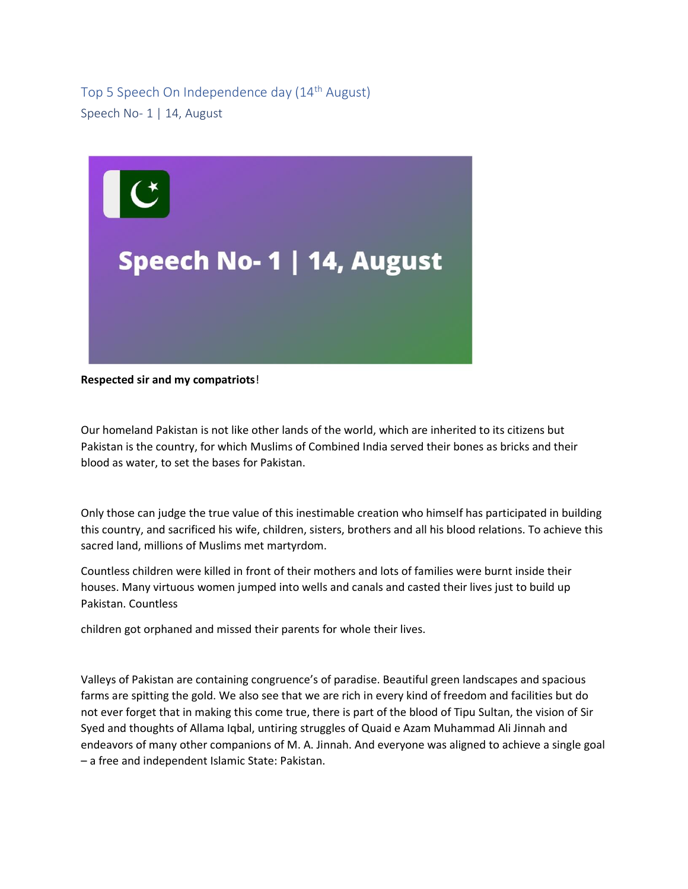# Top 5 Speech On Independence day (14th August)

## Speech No- 1 | 14, August

**Respected sir and my compatriots**!

Our homeland Pakistan is not like other lands of the world, which are inherited to its citizens but Pakistan is the country, for which Muslims of Combined India served their bones as bricks and their blood as water, to set the bases for Pakistan.

Only those can judge the true value of this inestimable creation who himself has participated in building this country, and sacrificed his wife, children, sisters, brothers and all his blood relations. To achieve this sacred land, millions of Muslims met martyrdom.

Countless children were killed in front of their mothers and lots of families were burnt inside their houses. Many virtuous women jumped into wells and canals and casted their lives just to build up Pakistan. Countless children got orphaned and missed their parents for whole their lives.

Valleys of Pakistan are containing congruence's of paradise. Beautiful green landscapes and spacious farms are spitting the gold. We also see that we are rich in every kind of freedom and facilities but do not ever forget that in making this come true, there is part of the blood of Tipu Sultan, the vision of Sir Syed and thoughts of Allama Iqbal, untiring struggles of Quaid e Azam Muhammad Ali Jinnah and endeavors of many other companions of M. A. Jinnah. And everyone was aligned to achieve a single goal – a free and independent Islamic State: Pakistan.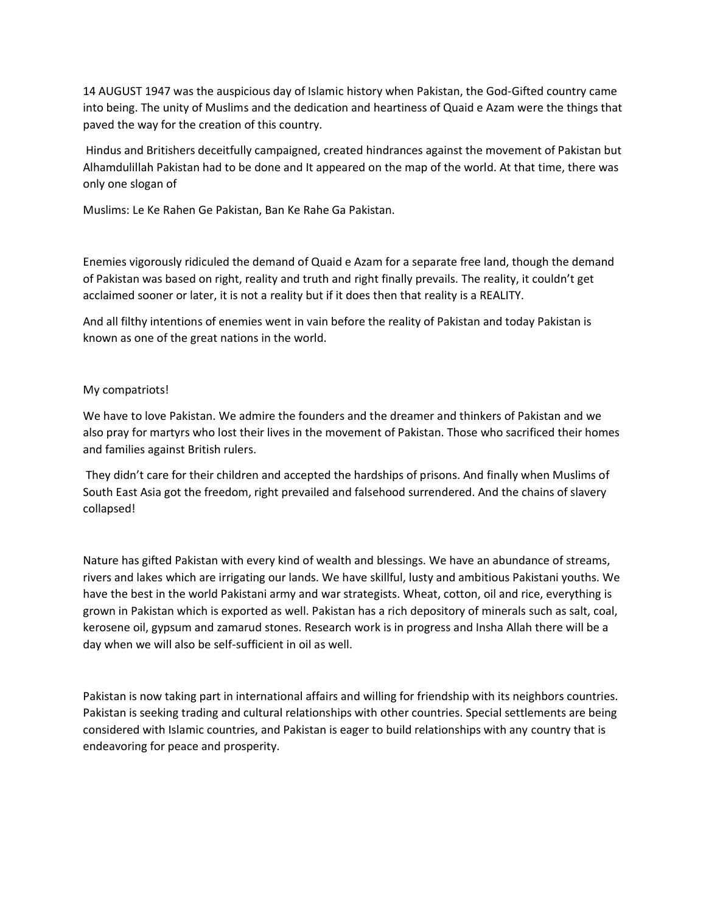14 AUGUST 1947 was the auspicious day of Islamic history when Pakistan, the God-Gifted country came into being. The unity of Muslims and the dedication and heartiness of Quaid e Azam were the things that paved the way for the creation of this country.

Hindus and Britishers deceitfully campaigned, created hindrances against the movement of Pakistan but Alhamdulillah Pakistan had to be done and It appeared on the map of the world. At that time, there was only one slogan of

Muslims: Le Ke Rahen Ge Pakistan, Ban Ke Rahe Ga Pakistan.

Enemies vigorously ridiculed the demand of Quaid e Azam for a separate free land, though the demand of Pakistan was based on right, reality and truth and right finally prevails. The reality, it couldn't get acclaimed sooner or later, it is not a reality but if it does then that reality is a REALITY.

And all filthy intentions of enemies went in vain before the reality of Pakistan and today Pakistan is known as one of the great nations in the world.

My compatriots!

We have to love Pakistan. We admire the founders and the dreamer and thinkers of Pakistan and we also pray for martyrs who lost their lives in the movement of Pakistan. Those who sacrificed their homes and families against British rulers.

They didn't care for their children and accepted the hardships of prisons. And finally when Muslims of South East Asia got the freedom, right prevailed and falsehood surrendered. And the chains of slavery collapsed!

Nature has gifted Pakistan with every kind of wealth and blessings. We have an abundance of streams, rivers and lakes which are irrigating our lands. We have skillful, lusty and ambitious Pakistani youths. We have the best in the world Pakistani army and war strategists. Wheat, cotton, oil and rice, everything is grown in Pakistan which is exported as well. Pakistan has a rich depository of minerals such as salt, coal, kerosene oil, gypsum and zamarud stones. Research work is in progress and Insha Allah there will be a day when we will also be self-sufficient in oil as well.

Pakistan is now taking part in international affairs and willing for friendship with its neighbors countries. Pakistan is seeking trading and cultural relationships with other countries. Special settlements are being considered with Islamic countries, and Pakistan is eager to build relationships with any country that is endeavoring for peace and prosperity.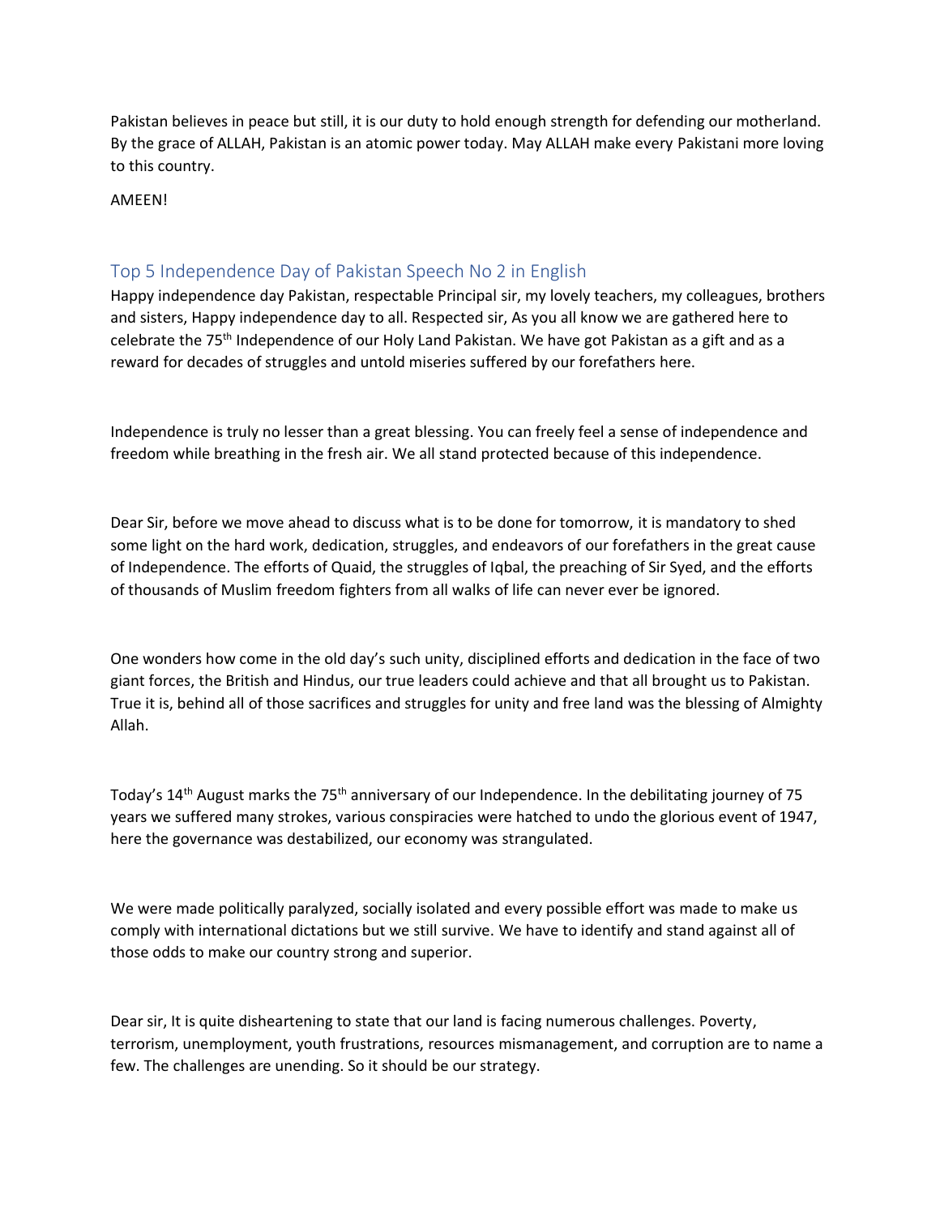Pakistan believes in peace but still, it is our duty to hold enough strength for defending our motherland. By the grace of ALLAH, Pakistan is an atomic power today. May ALLAH make every Pakistani more loving to this country.

AMEEN!

## Top 5 Independence Day of Pakistan Speech No 2 in English

Happy independence day Pakistan, respectable Principal sir, my lovely teachers, my colleagues, brothers and sisters, Happy independence day to all. Respected sir, As you all know we are gathered here to celebrate the 75th Independence of our Holy Land Pakistan. We have got Pakistan as a gift and as a reward for decades of struggles and untold miseries suffered by our forefathers here.

Independence is truly no lesser than a great blessing. You can freely feel a sense of independence and freedom while breathing in the fresh air. We all stand protected because of this independence.

Dear Sir, before we move ahead to discuss what is to be done for tomorrow, it is mandatory to shed some light on the hard work, dedication, struggles, and endeavors of our forefathers in the great cause of Independence. The efforts of Quaid, the struggles of Iqbal, the preaching of Sir Syed, and the efforts of thousands of Muslim freedom fighters from all walks of life can never ever be ignored.

One wonders how come in the old day's such unity, disciplined efforts and dedication in the face of two giant forces, the British and Hindus, our true leaders could achieve and that all brought us to Pakistan. True it is, behind all of those sacrifices and struggles for unity and free land was the blessing of Almighty Allah.

Today's 14th August marks the 75th anniversary of our Independence. In the debilitating journey of 75 years we suffered many strokes, various conspiracies were hatched to undo the glorious event of 1947, here the governance was destabilized, our economy was strangulated.

We were made politically paralyzed, socially isolated and every possible effort was made to make us comply with international dictations but we still survive. We have to identify and stand against all of those odds to make our country strong and superior.

Dear sir, It is quite disheartening to state that our land is facing numerous challenges. Poverty, terrorism, unemployment, youth frustrations, resources mismanagement, and corruption are to name a few. The challenges are unending. So it should be our strategy.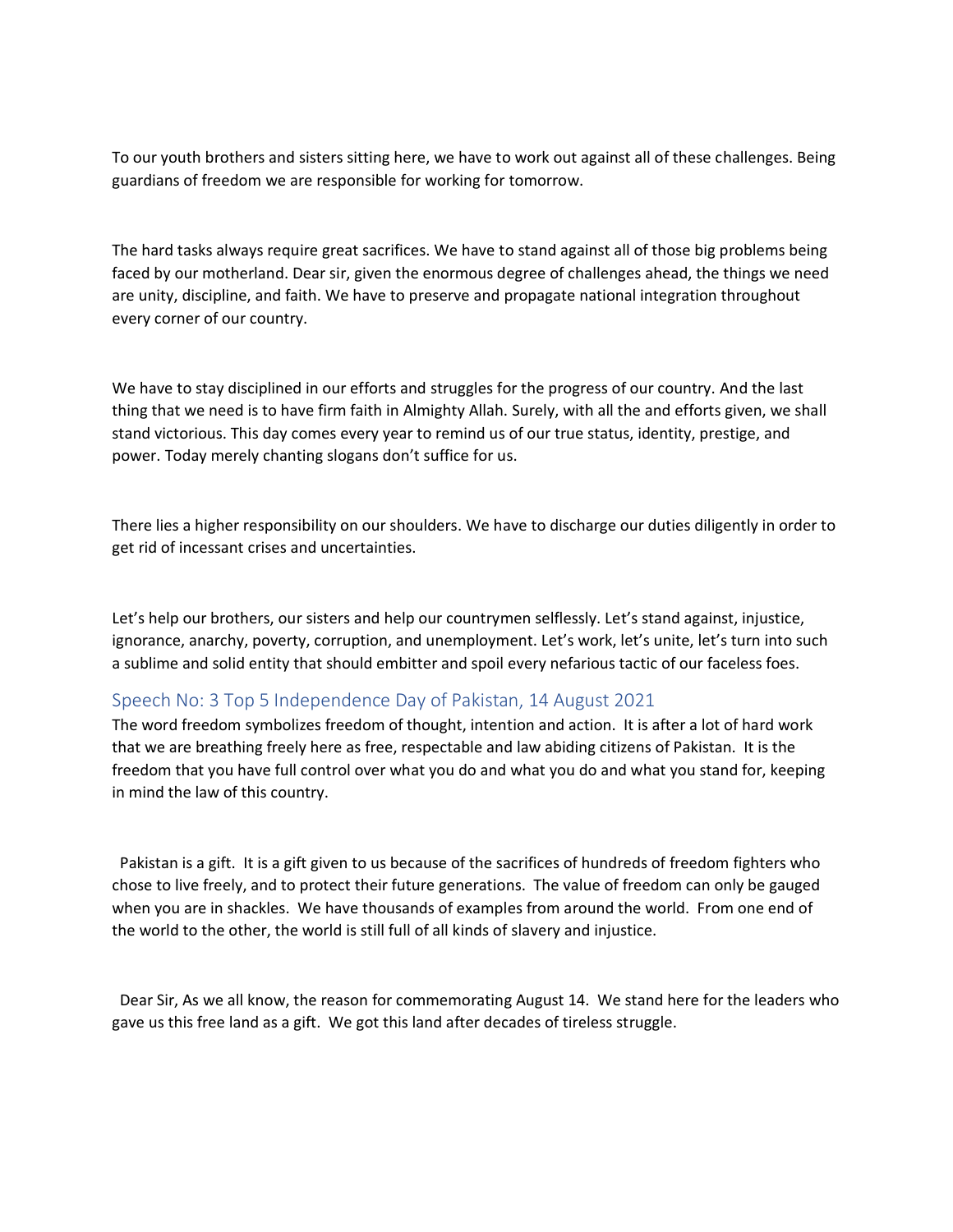To our youth brothers and sisters sitting here, we have to work out against all of these challenges. Being guardians of freedom we are responsible for working for tomorrow.

The hard tasks always require great sacrifices. We have to stand against all of those big problems being faced by our motherland. Dear sir, given the enormous degree of challenges ahead, the things we need are unity, discipline, and faith. We have to preserve and propagate national integration throughout every corner of our country.

We have to stay disciplined in our efforts and struggles for the progress of our country. And the last thing that we need is to have firm faith in Almighty Allah. Surely, with all the and efforts given, we shall stand victorious. This day comes every year to remind us of our true status, identity, prestige, and power. Today merely chanting slogans don't suffice for us.

There lies a higher responsibility on our shoulders. We have to discharge our duties diligently in order to get rid of incessant crises and uncertainties.

Let's help our brothers, our sisters and help our countrymen selflessly. Let's stand against, injustice, ignorance, anarchy, poverty, corruption, and unemployment. Let's work, let's unite, let's turn into such a sublime and solid entity that should embitter and spoil every nefarious tactic of our faceless foes.

## Speech No: 3 Top 5 Independence Day of Pakistan, 14 August 2021

The word freedom symbolizes freedom of thought, intention and action. It is after a lot of hard work that we are breathing freely here as free, respectable and law abiding citizens of Pakistan. It is the freedom that you have full control over what you do and what you do and what you stand for, keeping in mind the law of this country.

Pakistan is a gift. It is a gift given to us because of the sacrifices of hundreds of freedom fighters who chose to live freely, and to protect their future generations. The value of freedom can only be gauged when you are in shackles. We have thousands of examples from around the world. From one end of the world to the other, the world is still full of all kinds of slavery and injustice.

Dear Sir, As we all know, the reason for commemorating August 14. We stand here for the leaders who gave us this free land as a gift. We got this land after decades of tireless struggle.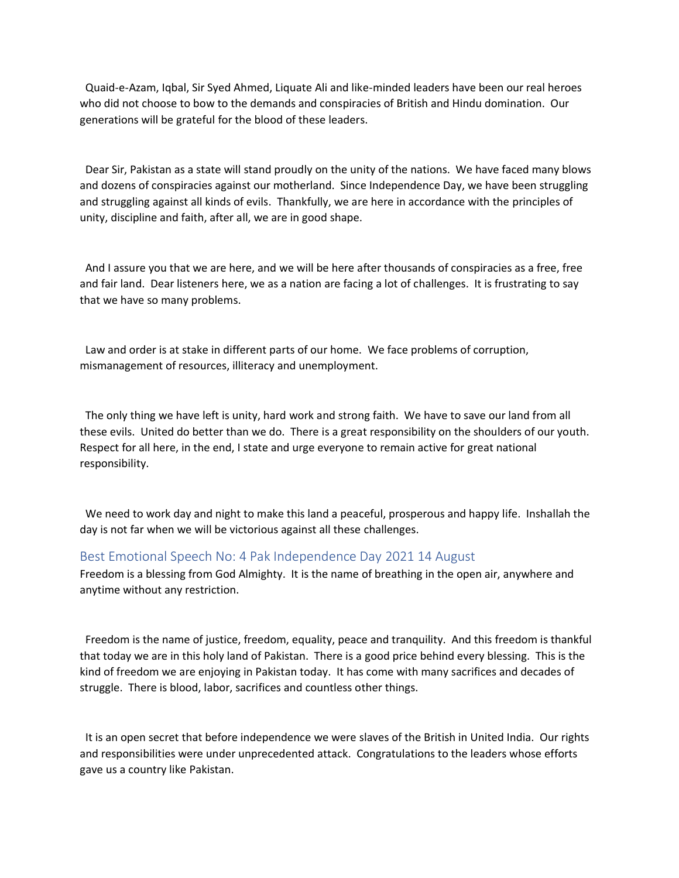Quaid-e-Azam, Iqbal, Sir Syed Ahmed, Liquate Ali and like-minded leaders have been our real heroes who did not choose to bow to the demands and conspiracies of British and Hindu domination. Our generations will be grateful for the blood of these leaders.

Dear Sir, Pakistan as a state will stand proudly on the unity of the nations. We have faced many blows and dozens of conspiracies against our motherland. Since Independence Day, we have been struggling and struggling against all kinds of evils. Thankfully, we are here in accordance with the principles of unity, discipline and faith, after all, we are in good shape.

And I assure you that we are here, and we will be here after thousands of conspiracies as a free, free and fair land. Dear listeners here, we as a nation are facing a lot of challenges. It is frustrating to say that we have so many problems.

Law and order is at stake in different parts of our home. We face problems of corruption, mismanagement of resources, illiteracy and unemployment.

The only thing we have left is unity, hard work and strong faith. We have to save our land from all these evils. United do better than we do. There is a great responsibility on the shoulders of our youth. Respect for all here, in the end, I state and urge everyone to remain active for great national responsibility.

We need to work day and night to make this land a peaceful, prosperous and happy life. Inshallah the day is not far when we will be victorious against all these challenges.

## Best Emotional Speech No: 4 Pak Independence Day 2021 14 August

Freedom is a blessing from God Almighty. It is the name of breathing in the open air, anywhere and anytime without any restriction.

Freedom is the name of justice, freedom, equality, peace and tranquility. And this freedom is thankful that today we are in this holy land of Pakistan. There is a good price behind every blessing. This is the kind of freedom we are enjoying in Pakistan today. It has come with many sacrifices and decades of struggle. There is blood, labor, sacrifices and countless other things.

It is an open secret that before independence we were slaves of the British in United India. Our rights and responsibilities were under unprecedented attack. Congratulations to the leaders whose efforts gave us a country like Pakistan.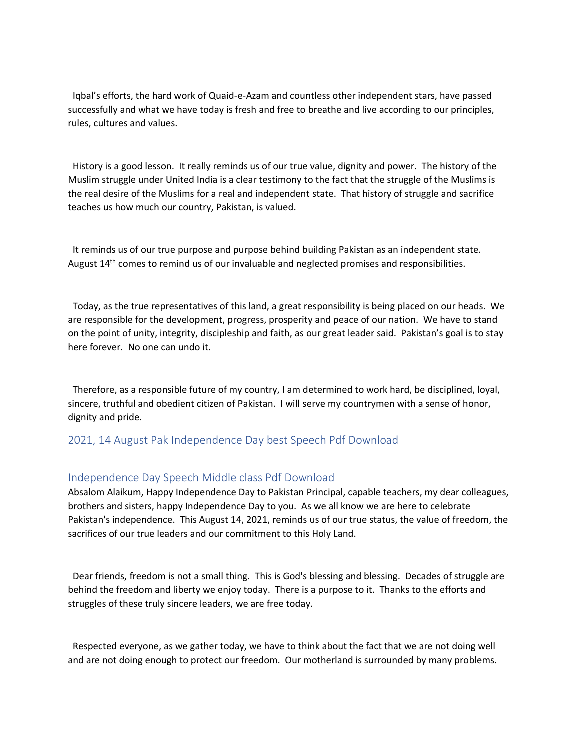Iqbal's efforts, the hard work of Quaid-e-Azam and countless other independent stars, have passed successfully and what we have today is fresh and free to breathe and live according to our principles, rules, cultures and values.

History is a good lesson. It really reminds us of our true value, dignity and power. The history of the Muslim struggle under United India is a clear testimony to the fact that the struggle of the Muslims is the real desire of the Muslims for a real and independent state. That history of struggle and sacrifice teaches us how much our country, Pakistan, is valued.

It reminds us of our true purpose and purpose behind building Pakistan as an independent state. August 14th comes to remind us of our invaluable and neglected promises and responsibilities.

Today, as the true representatives of this land, a great responsibility is being placed on our heads. We are responsible for the development, progress, prosperity and peace of our nation. We have to stand on the point of unity, integrity, discipleship and faith, as our great leader said. Pakistan's goal is to stay here forever. No one can undo it.

Therefore, as a responsible future of my country, I am determined to work hard, be disciplined, loyal, sincere, truthful and obedient citizen of Pakistan. I will serve my countrymen with a sense of honor, dignity and pride.

## 2021, 14 August Pak Independence Day best Speech Pdf Download

## Independence Day Speech Middle class Pdf Download

Absalom Alaikum, Happy Independence Day to Pakistan Principal, capable teachers, my dear colleagues, brothers and sisters, happy Independence Day to you. As we all know we are here to celebrate Pakistan's independence. This August 14, 2021, reminds us of our true status, the value of freedom, the sacrifices of our true leaders and our commitment to this Holy Land.

Dear friends, freedom is not a small thing. This is God's blessing and blessing. Decades of struggle are behind the freedom and liberty we enjoy today. There is a purpose to it. Thanks to the efforts and struggles of these truly sincere leaders, we are free today.

Respected everyone, as we gather today, we have to think about the fact that we are not doing well and are not doing enough to protect our freedom. Our motherland is surrounded by many problems.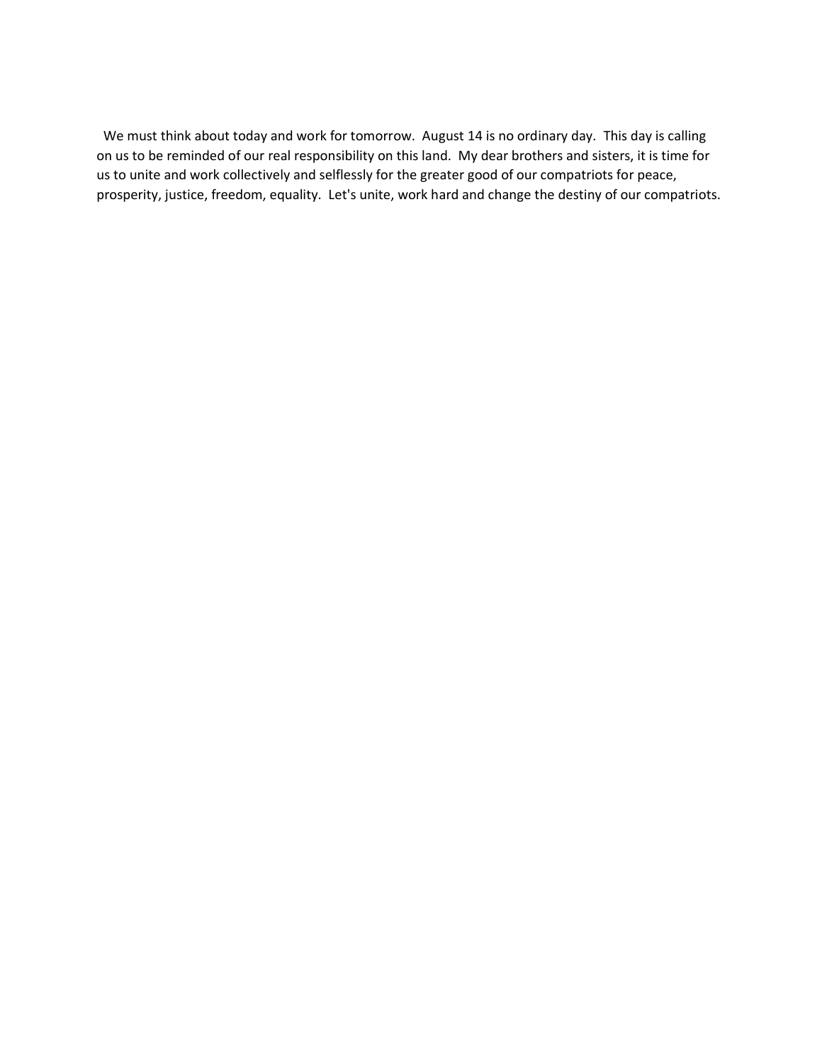We must think about today and work for tomorrow. August 14 is no ordinary day. This day is calling on us to be reminded of our real responsibility on this land. My dear brothers and sisters, it is time for us to unite and work collectively and selflessly for the greater good of our compatriots for peace, prosperity, justice, freedom, equality. Let's unite, work hard and change the destiny of our compatriots.